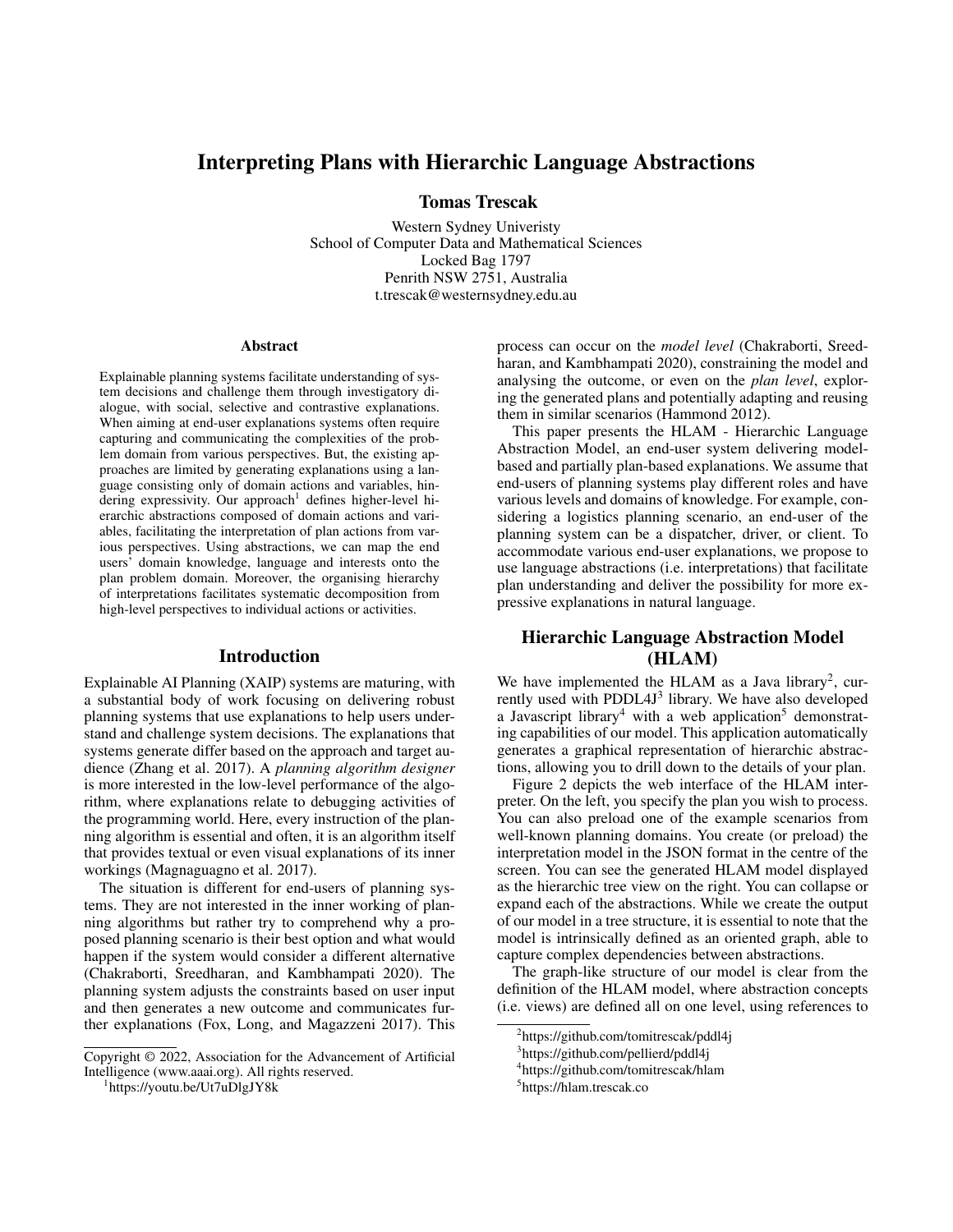# Interpreting Plans with Hierarchic Language Abstractions

**Tomas Trescak**

Western Sydney Univeristy
School of Computer Data and Mathematical Sciences
Locked Bag 1797
Penrith NSW 2751, Australia
t.trescak@westernsydney.edu.au

## Abstract

Explainable planning systems facilitate understanding of system decisions and challenge them through investigatory dialogue, with social, selective and contrastive explanations. When aiming at end-user explanations systems often require capturing and communicating the complexities of the problem domain from various perspectives. But, the existing approaches are limited by generating explanations using a language consisting only of domain actions and variables, hindering expressivity. Our approach[1] defines higher-level hierarchic abstractions composed of domain actions and variables, facilitating the interpretation of plan actions from various perspectives. Using abstractions, we can map the end users' domain knowledge, language and interests onto the plan problem domain. Moreover, the organising hierarchy of interpretations facilitates systematic decomposition from high-level perspectives to individual actions or activities.

## Introduction

Explainable AI Planning (XAIP) systems are maturing, with a substantial body of work focusing on delivering robust planning systems that use explanations to help users understand and challenge system decisions. The explanations that systems generate differ based on the approach and target audience (Zhang et al. 2017). A *planning algorithm designer* is more interested in the low-level performance of the algorithm, where explanations relate to debugging activities of the programming world. Here, every instruction of the planning algorithm is essential and often, it is an algorithm itself that provides textual or even visual explanations of its inner workings (Magnaguagno et al. 2017).

The situation is different for end-users of planning systems. They are not interested in the inner working of planning algorithms but rather try to comprehend why a proposed planning scenario is their best option and what would happen if the system would consider a different alternative (Chakraborti, Sreedharan, and Kambhampati 2020). The planning system adjusts the constraints based on user input and then generates a new outcome and communicates further explanations (Fox, Long, and Magazzeni 2017). This process can occur on the *model level* (Chakraborti, Sreedharan, and Kambhampati 2020), constraining the model and analysing the outcome, or even on the *plan level*, exploring the generated plans and potentially adapting and reusing them in similar scenarios (Hammond 2012).

This paper presents the HLAM - Hierarchic Language Abstraction Model, an end-user system delivering model-based and partially plan-based explanations. We assume that end-users of planning systems play different roles and have various levels and domains of knowledge. For example, considering a logistics planning scenario, an end-user of the planning system can be a dispatcher, driver, or client. To accommodate various end-user explanations, we propose to use language abstractions (i.e. interpretations) that facilitate plan understanding and deliver the possibility for more expressive explanations in natural language.

## Hierarchic Language Abstraction Model (HLAM)

We have implemented the HLAM as a Java library[2], currently used with PDDL4J[3] library. We have also developed a Javascript library[4] with a web application[5] demonstrating capabilities of our model. This application automatically generates a graphical representation of hierarchic abstractions, allowing you to drill down to the details of your plan.

Figure 2 depicts the web interface of the HLAM interpreter. On the left, you specify the plan you wish to process. You can also preload one of the example scenarios from well-known planning domains. You create (or preload) the interpretation model in the JSON format in the centre of the screen. You can see the generated HLAM model displayed as the hierarchic tree view on the right. You can collapse or expand each of the abstractions. While we create the output of our model in a tree structure, it is essential to note that the model is intrinsically defined as an oriented graph, able to capture complex dependencies between abstractions.

The graph-like structure of our model is clear from the definition of the HLAM model, where abstraction concepts (i.e. views) are defined all on one level, using references to

---

Copyright © 2022, Association for the Advancement of Artificial Intelligence (www.aaai.org). All rights reserved.

[1] https://youtu.be/Ut7uDlgJY8k

[2] https://github.com/tomitrescak/pddl4j

[3] https://github.com/pellierd/pddl4j

[4] https://github.com/tomitrescak/hlam

[5] https://hlam.trescak.co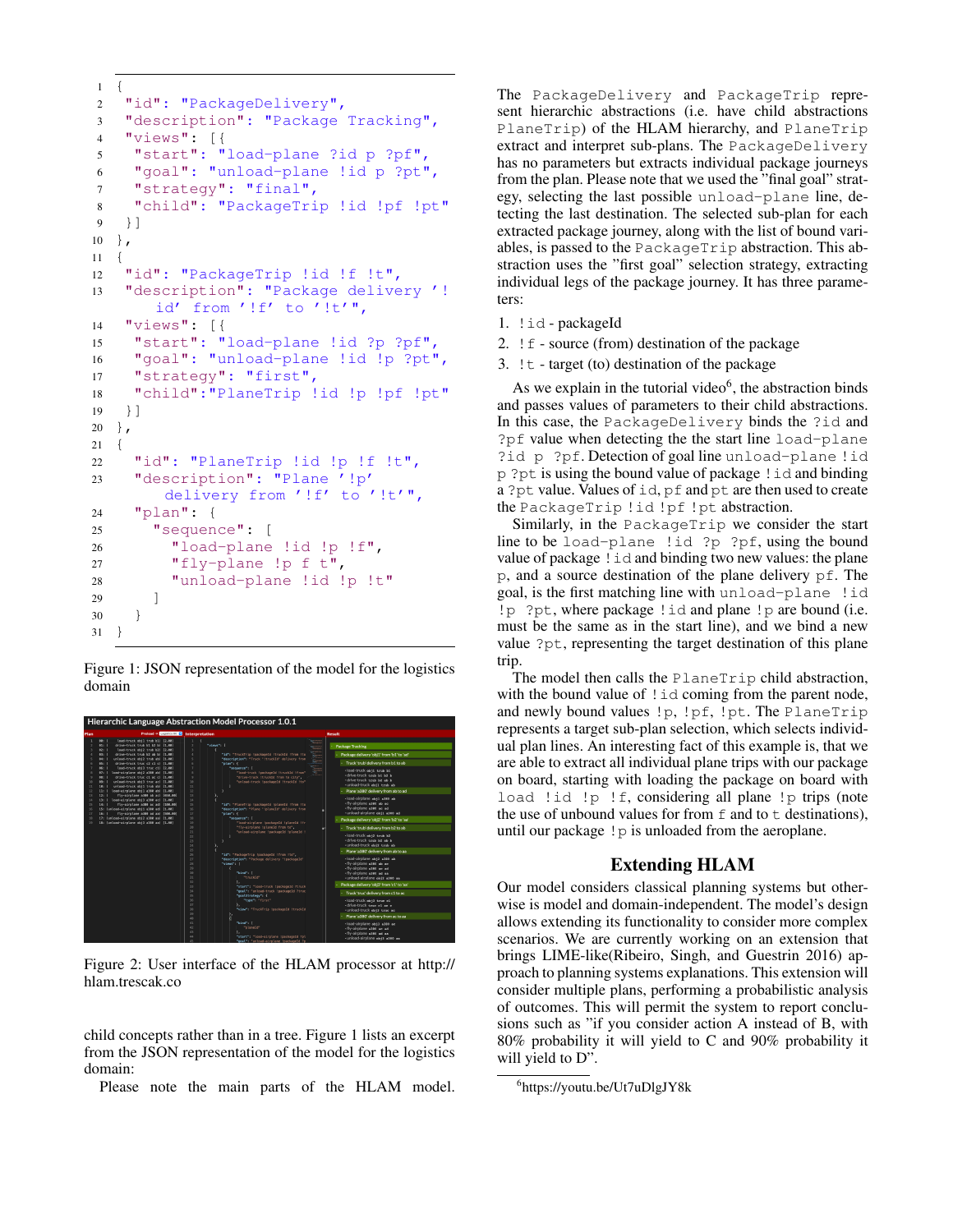```
{
 "id": "PackageDelivery",
 "description": "Package Tracking",
 "views": [{
  "start": "load-plane ?id p ?pf",
  "goal": "unload-plane !id p ?pt",
  "strategy": "final",
  "child": "PackageTrip !id !pf !pt"
 }]
},
{
 "id": "PackageTrip !id !f !t",
 "description": "Package delivery '!
    id' from '!f' to '!t'",
 "views": [{
  "start": "load-plane !id ?p ?pf",
  "goal": "unload-plane !id !p ?pt",
  "strategy": "first",
  "child":"PlaneTrip !id !p !pf !pt"
 }]
},
{
  "id": "PlaneTrip !id !p !f !t",
  "description": "Plane '!p'
    delivery from '!f' to '!t'",
  "plan": {
    "sequence": [
      "load-plane !id !p !f",
      "fly-plane !p f t",
      "unload-plane !id !p !t"
    ]
  }
}
```

Figure 1: JSON representation of the model for the logistics domain

Figure 2: User interface of the HLAM processor at http://hlam.trescak.co

child concepts rather than in a tree. Figure 1 lists an excerpt from the JSON representation of the model for the logistics domain:

Please note the main parts of the HLAM model. The PackageDelivery and PackageTrip represent hierarchic abstractions (i.e. have child abstractions PlaneTrip) of the HLAM hierarchy, and PlaneTrip extract and interpret sub-plans. The PackageDelivery has no parameters but extracts individual package journeys from the plan. Please note that we used the "final goal" strategy, selecting the last possible unload-plane line, detecting the last destination. The selected sub-plan for each extracted package journey, along with the list of bound variables, is passed to the PackageTrip abstraction. This abstraction uses the "first goal" selection strategy, extracting individual legs of the package journey. It has three parameters:

1. !id - packageId
2. !f - source (from) destination of the package
3. !t - target (to) destination of the package

As we explain in the tutorial video[6], the abstraction binds and passes values of parameters to their child abstractions. In this case, the PackageDelivery binds the ?id and ?pf value when detecting the the start line load-plane ?id p ?pf. Detection of goal line unload-plane !id p ?pt is using the bound value of package !id and binding a ?pt value. Values of id, pf and pt are then used to create the PackageTrip !id !pf !pt abstraction.

Similarly, in the PackageTrip we consider the start line to be load-plane !id ?p ?pf, using the bound value of package !id and binding two new values: the plane p, and a source destination of the plane delivery pf. The goal, is the first matching line with unload-plane !id !p ?pt, where package !id and plane !p are bound (i.e. must be the same as in the start line), and we bind a new value ?pt, representing the target destination of this plane trip.

The model then calls the PlaneTrip child abstraction, with the bound value of !id coming from the parent node, and newly bound values !p, !pf, !pt. The PlaneTrip represents a target sub-plan selection, which selects individual plan lines. An interesting fact of this example is, that we are able to extract all individual plane trips with our package on board, starting with loading the package on board with load !id !p !f, considering all plane !p trips (note the use of unbound values for from f and to t destinations), until our package !p is unloaded from the aeroplane.

## Extending HLAM

Our model considers classical planning systems but otherwise is model and domain-independent. The model's design allows extending its functionality to consider more complex scenarios. We are currently working on an extension that brings LIME-like(Ribeiro, Singh, and Guestrin 2016) approach to planning systems explanations. This extension will consider multiple plans, performing a probabilistic analysis of outcomes. This will permit the system to report conclusions such as "if you consider action A instead of B, with 80% probability it will yield to C and 90% probability it will yield to D".

[6] https://youtu.be/Ut7uDlgJY8k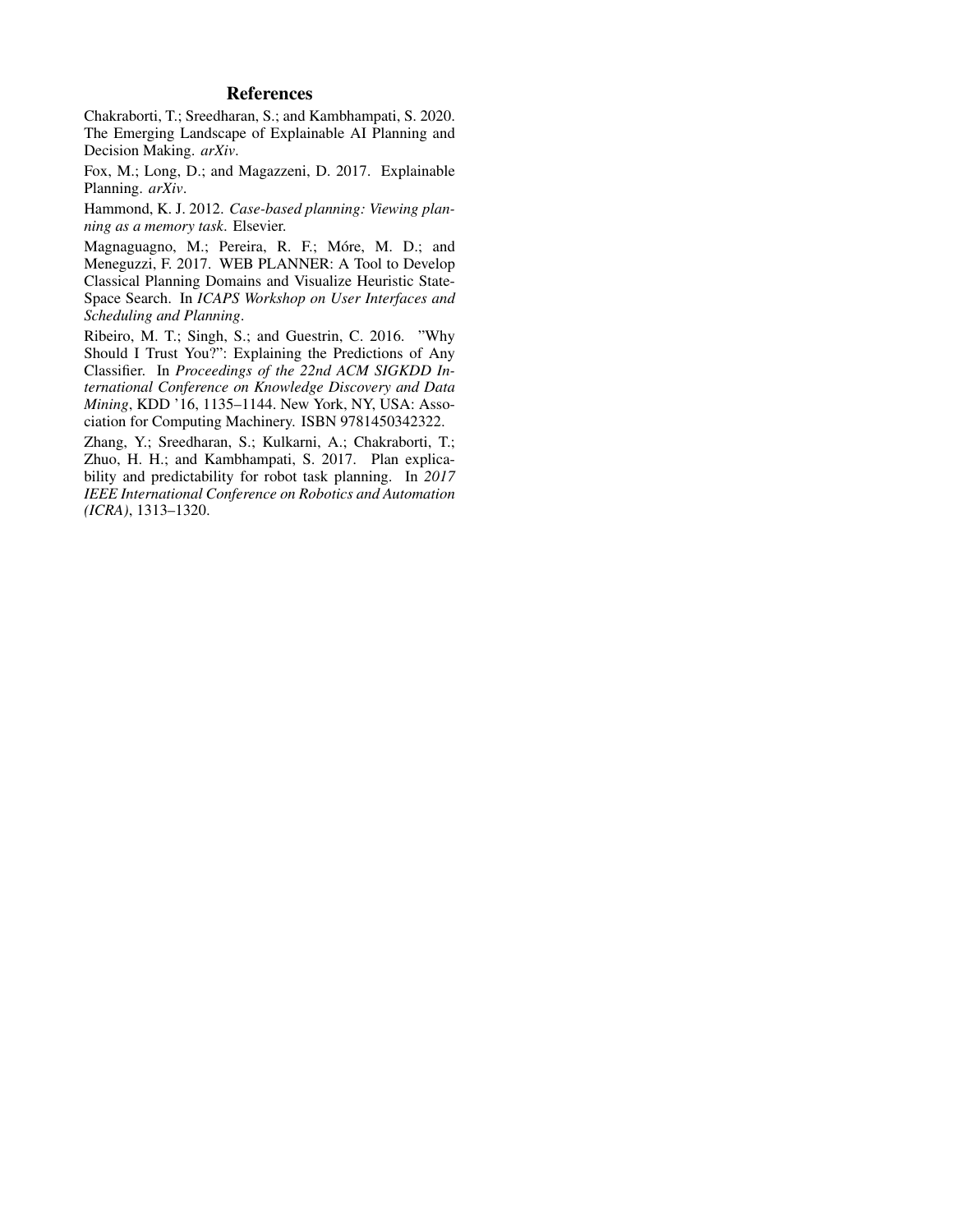## References

Chakraborti, T.; Sreedharan, S.; and Kambhampati, S. 2020. The Emerging Landscape of Explainable AI Planning and Decision Making. *arXiv*.

Fox, M.; Long, D.; and Magazzeni, D. 2017. Explainable Planning. *arXiv*.

Hammond, K. J. 2012. *Case-based planning: Viewing planning as a memory task*. Elsevier.

Magnaguagno, M.; Pereira, R. F.; Móre, M. D.; and Meneguzzi, F. 2017. WEB PLANNER: A Tool to Develop Classical Planning Domains and Visualize Heuristic State-Space Search. In *ICAPS Workshop on User Interfaces and Scheduling and Planning*.

Ribeiro, M. T.; Singh, S.; and Guestrin, C. 2016. "Why Should I Trust You?": Explaining the Predictions of Any Classifier. In *Proceedings of the 22nd ACM SIGKDD International Conference on Knowledge Discovery and Data Mining*, KDD '16, 1135–1144. New York, NY, USA: Association for Computing Machinery. ISBN 9781450342322.

Zhang, Y.; Sreedharan, S.; Kulkarni, A.; Chakraborti, T.; Zhuo, H. H.; and Kambhampati, S. 2017. Plan explicability and predictability for robot task planning. In *2017 IEEE International Conference on Robotics and Automation (ICRA)*, 1313–1320.